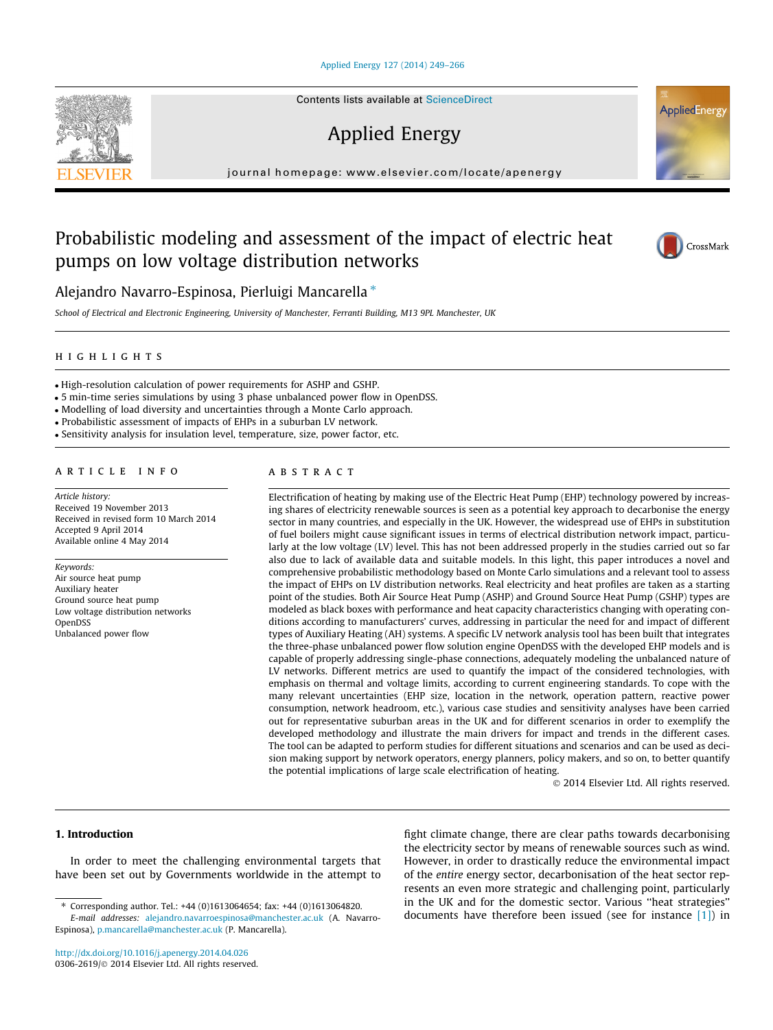# Probabilistic modeling and assessment of the impact of electric heat pumps on low voltage distribution networks

Alejandro Navarro-Espinosa, Pierluigi Mancarella *

School of Electrical and Electronic Engineering, University of Manchester, Ferranti Building, M13 9PL Manchester, UK

## HIGHLIGHTS

- High-resolution calculation of power requirements for ASHP and GSHP.
- 5 min-time series simulations by using 3 phase unbalanced power flow in OpenDSS.
- Modelling of load diversity and uncertainties through a Monte Carlo approach.
- Probabilistic assessment of impacts of EHPs in a suburban LV network.
- Sensitivity analysis for insulation level, temperature, size, power factor, etc.

## ARTICLE INFO

*Article history:*
Received 19 November 2013
Received in revised form 10 March 2014
Accepted 9 April 2014
Available online 4 May 2014

*Keywords:*
Air source heat pump
Auxiliary heater
Ground source heat pump
Low voltage distribution networks
OpenDSS
Unbalanced power flow

## ABSTRACT

Electrification of heating by making use of the Electric Heat Pump (EHP) technology powered by increasing shares of electricity renewable sources is seen as a potential key approach to decarbonise the energy sector in many countries, and especially in the UK. However, the widespread use of EHPs in substitution of fuel boilers might cause significant issues in terms of electrical distribution network impact, particularly at the low voltage (LV) level. This has not been addressed properly in the studies carried out so far also due to lack of available data and suitable models. In this light, this paper introduces a novel and comprehensive probabilistic methodology based on Monte Carlo simulations and a relevant tool to assess the impact of EHPs on LV distribution networks. Real electricity and heat profiles are taken as a starting point of the studies. Both Air Source Heat Pump (ASHP) and Ground Source Heat Pump (GSHP) types are modeled as black boxes with performance and heat capacity characteristics changing with operating conditions according to manufacturers' curves, addressing in particular the need for and impact of different types of Auxiliary Heating (AH) systems. A specific LV network analysis tool has been built that integrates the three-phase unbalanced power flow solution engine OpenDSS with the developed EHP models and is capable of properly addressing single-phase connections, adequately modeling the unbalanced nature of LV networks. Different metrics are used to quantify the impact of the considered technologies, with emphasis on thermal and voltage limits, according to current engineering standards. To cope with the many relevant uncertainties (EHP size, location in the network, operation pattern, reactive power consumption, network headroom, etc.), various case studies and sensitivity analyses have been carried out for representative suburban areas in the UK and for different scenarios in order to exemplify the developed methodology and illustrate the main drivers for impact and trends in the different cases. The tool can be adapted to perform studies for different situations and scenarios and can be used as decision making support by network operators, energy planners, policy makers, and so on, to better quantify the potential implications of large scale electrification of heating.

© 2014 Elsevier Ltd. All rights reserved.

## 1. Introduction

In order to meet the challenging environmental targets that have been set out by Governments worldwide in the attempt to fight climate change, there are clear paths towards decarbonising the electricity sector by means of renewable sources such as wind. However, in order to drastically reduce the environmental impact of the *entire* energy sector, decarbonisation of the heat sector represents an even more strategic and challenging point, particularly in the UK and for the domestic sector. Various "heat strategies" documents have therefore been issued (see for instance [1]) in

* Corresponding author. Tel.: +44 (0)1613064654; fax: +44 (0)1613064820.
*E-mail addresses:* alejandro.navarroespinosa@manchester.ac.uk (A. Navarro-Espinosa), p.mancarella@manchester.ac.uk (P. Mancarella).

http://dx.doi.org/10.1016/j.apenergy.2014.04.026
0306-2619/© 2014 Elsevier Ltd. All rights reserved.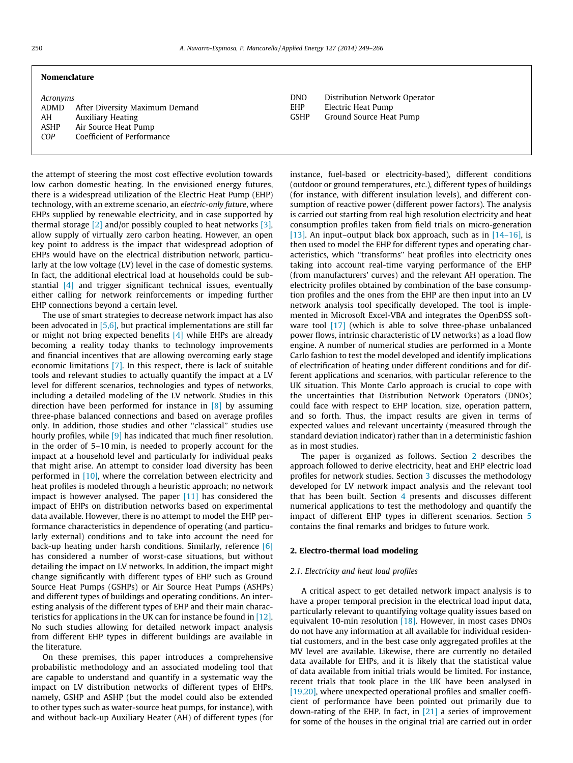## Nomenclature

*Acronyms*

| | |
|---|---|
| ADMD | After Diversity Maximum Demand |
| AH | Auxiliary Heating |
| ASHP | Air Source Heat Pump |
| *COP* | Coefficient of Performance |
| DNO | Distribution Network Operator |
| EHP | Electric Heat Pump |
| GSHP | Ground Source Heat Pump |

the attempt of steering the most cost effective evolution towards low carbon domestic heating. In the envisioned energy futures, there is a widespread utilization of the Electric Heat Pump (EHP) technology, with an extreme scenario, an *electric-only future*, where EHPs supplied by renewable electricity, and in case supported by thermal storage [2] and/or possibly coupled to heat networks [3], allow supply of virtually zero carbon heating. However, an open key point to address is the impact that widespread adoption of EHPs would have on the electrical distribution network, particularly at the low voltage (LV) level in the case of domestic systems. In fact, the additional electrical load at households could be substantial [4] and trigger significant technical issues, eventually either calling for network reinforcements or impeding further EHP connections beyond a certain level.

The use of smart strategies to decrease network impact has also been advocated in [5,6], but practical implementations are still far or might not bring expected benefits [4] while EHPs are already becoming a reality today thanks to technology improvements and financial incentives that are allowing overcoming early stage economic limitations [7]. In this respect, there is lack of suitable tools and relevant studies to actually quantify the impact at a LV level for different scenarios, technologies and types of networks, including a detailed modeling of the LV network. Studies in this direction have been performed for instance in [8] by assuming three-phase balanced connections and based on average profiles only. In addition, those studies and other "classical" studies use hourly profiles, while [9] has indicated that much finer resolution, in the order of 5–10 min, is needed to properly account for the impact at a household level and particularly for individual peaks that might arise. An attempt to consider load diversity has been performed in [10], where the correlation between electricity and heat profiles is modeled through a heuristic approach; no network impact is however analysed. The paper [11] has considered the impact of EHPs on distribution networks based on experimental data available. However, there is no attempt to model the EHP performance characteristics in dependence of operating (and particularly external) conditions and to take into account the need for back-up heating under harsh conditions. Similarly, reference [6] has considered a number of worst-case situations, but without detailing the impact on LV networks. In addition, the impact might change significantly with different types of EHP such as Ground Source Heat Pumps (GSHPs) or Air Source Heat Pumps (ASHPs) and different types of buildings and operating conditions. An interesting analysis of the different types of EHP and their main characteristics for applications in the UK can for instance be found in [12]. No such studies allowing for detailed network impact analysis from different EHP types in different buildings are available in the literature.

On these premises, this paper introduces a comprehensive probabilistic methodology and an associated modeling tool that are capable to understand and quantify in a systematic way the impact on LV distribution networks of different types of EHPs, namely, GSHP and ASHP (but the model could also be extended to other types such as water-source heat pumps, for instance), with and without back-up Auxiliary Heater (AH) of different types (for instance, fuel-based or electricity-based), different conditions (outdoor or ground temperatures, etc.), different types of buildings (for instance, with different insulation levels), and different consumption of reactive power (different power factors). The analysis is carried out starting from real high resolution electricity and heat consumption profiles taken from field trials on micro-generation [13]. An input–output black box approach, such as in [14–16], is then used to model the EHP for different types and operating characteristics, which "transforms" heat profiles into electricity ones taking into account real-time varying performance of the EHP (from manufacturers' curves) and the relevant AH operation. The electricity profiles obtained by combination of the base consumption profiles and the ones from the EHP are then input into an LV network analysis tool specifically developed. The tool is implemented in Microsoft Excel-VBA and integrates the OpenDSS software tool [17] (which is able to solve three-phase unbalanced power flows, intrinsic characteristic of LV networks) as a load flow engine. A number of numerical studies are performed in a Monte Carlo fashion to test the model developed and identify implications of electrification of heating under different conditions and for different applications and scenarios, with particular reference to the UK situation. This Monte Carlo approach is crucial to cope with the uncertainties that Distribution Network Operators (DNOs) could face with respect to EHP location, size, operation pattern, and so forth. Thus, the impact results are given in terms of expected values and relevant uncertainty (measured through the standard deviation indicator) rather than in a deterministic fashion as in most studies.

The paper is organized as follows. Section 2 describes the approach followed to derive electricity, heat and EHP electric load profiles for network studies. Section 3 discusses the methodology developed for LV network impact analysis and the relevant tool that has been built. Section 4 presents and discusses different numerical applications to test the methodology and quantify the impact of different EHP types in different scenarios. Section 5 contains the final remarks and bridges to future work.

## 2. Electro-thermal load modeling

### 2.1. Electricity and heat load profiles

A critical aspect to get detailed network impact analysis is to have a proper temporal precision in the electrical load input data, particularly relevant to quantifying voltage quality issues based on equivalent 10-min resolution [18]. However, in most cases DNOs do not have any information at all available for individual residential customers, and in the best case only aggregated profiles at the MV level are available. Likewise, there are currently no detailed data available for EHPs, and it is likely that the statistical value of data available from initial trials would be limited. For instance, recent trials that took place in the UK have been analysed in [19,20], where unexpected operational profiles and smaller coefficient of performance have been pointed out primarily due to down-rating of the EHP. In fact, in [21] a series of improvement for some of the houses in the original trial are carried out in order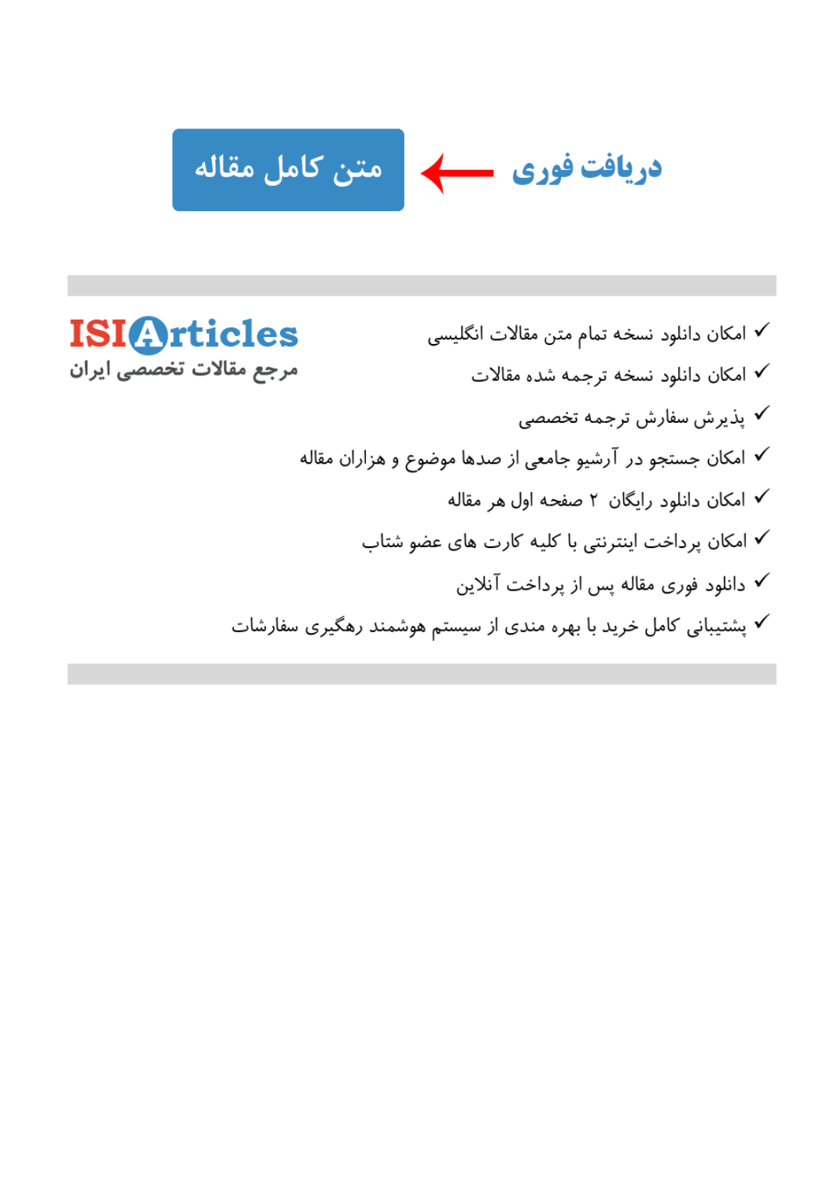دریافت فوری ← متن کامل مقاله

**ISIArticles**
مرجع مقالات تخصصی ایران

- ✓ امکان دانلود نسخه تمام متن مقالات انگلیسی
- ✓ امکان دانلود نسخه ترجمه شده مقالات
- ✓ پذیرش سفارش ترجمه تخصصی
- ✓ امکان جستجو در آرشیو جامعی از صدها موضوع و هزاران مقاله
- ✓ امکان دانلود رایگان ۲ صفحه اول هر مقاله
- ✓ امکان پرداخت اینترنتی با کلیه کارت های عضو شتاب
- ✓ دانلود فوری مقاله پس از پرداخت آنلاین
- ✓ پشتیبانی کامل خرید با بهره مندی از سیستم هوشمند رهگیری سفارشات